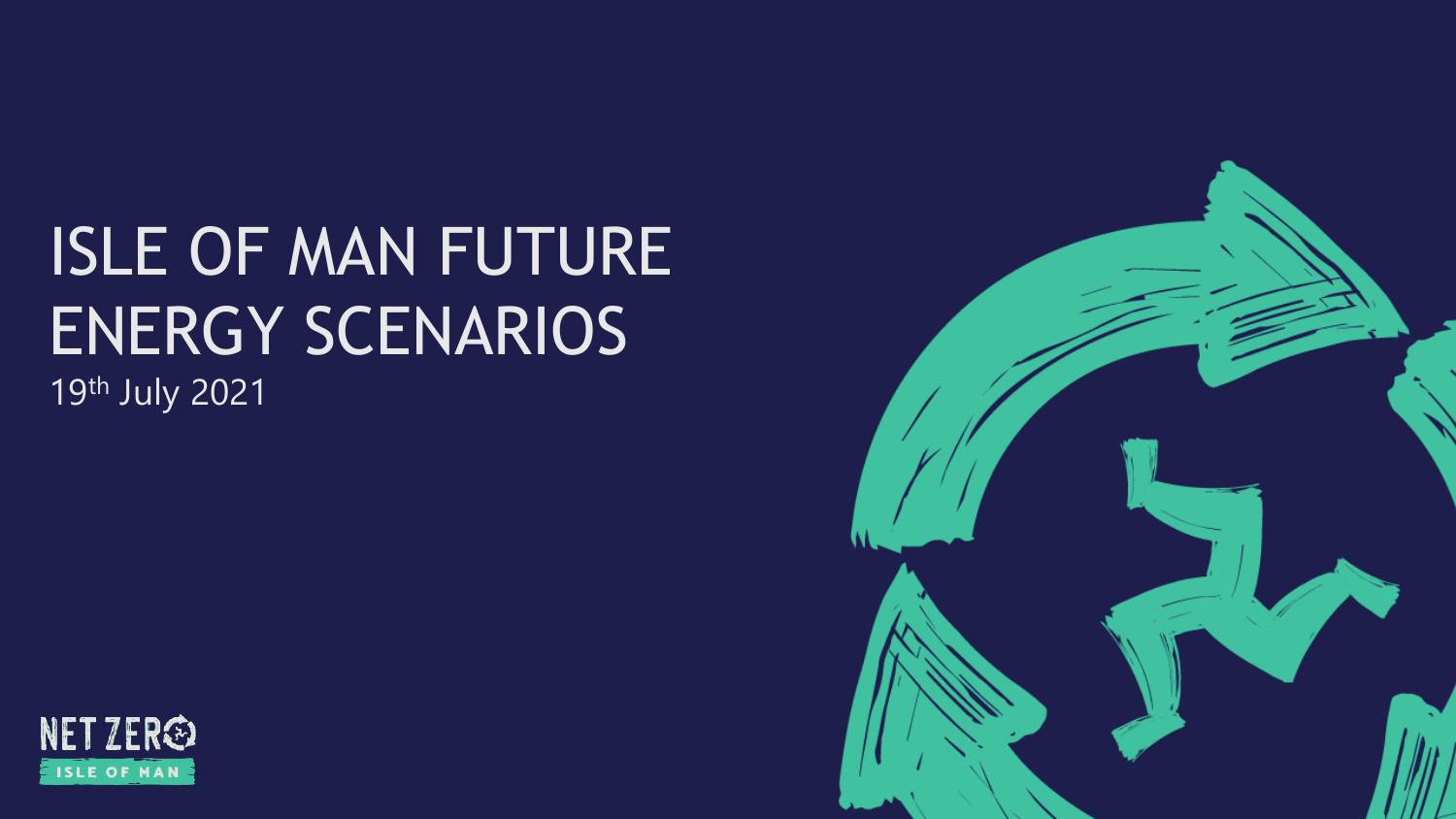# ISLE OF MAN FUTURE ENERGY SCENARIOS

19th July 2021

NET ZERO

ISLE OF MAN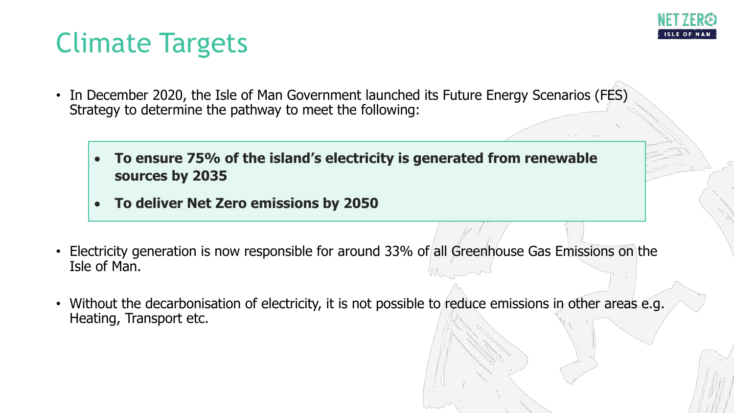# Climate Targets

- In December 2020, the Isle of Man Government launched its Future Energy Scenarios (FES) Strategy to determine the pathway to meet the following:

  - **To ensure 75% of the island's electricity is generated from renewable sources by 2035**
  - **To deliver Net Zero emissions by 2050**

- Electricity generation is now responsible for around 33% of all Greenhouse Gas Emissions on the Isle of Man.
- Without the decarbonisation of electricity, it is not possible to reduce emissions in other areas e.g. Heating, Transport etc.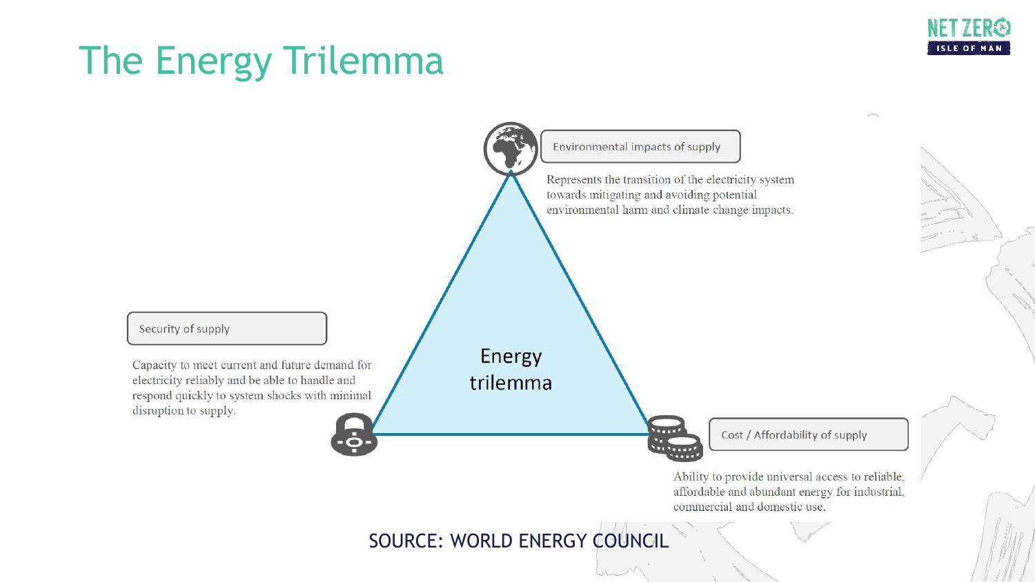# The Energy Trilemma

**Energy trilemma**

### Environmental impacts of supply

Represents the transition of the electricity system towards mitigating and avoiding potential environmental harm and climate change impacts.

### Security of supply

Capacity to meet current and future demand for electricity reliably and be able to handle and respond quickly to system shocks with minimal disruption to supply.

### Cost / Affordability of supply

Ability to provide universal access to reliable, affordable and abundant energy for industrial, commercial and domestic use.

SOURCE: WORLD ENERGY COUNCIL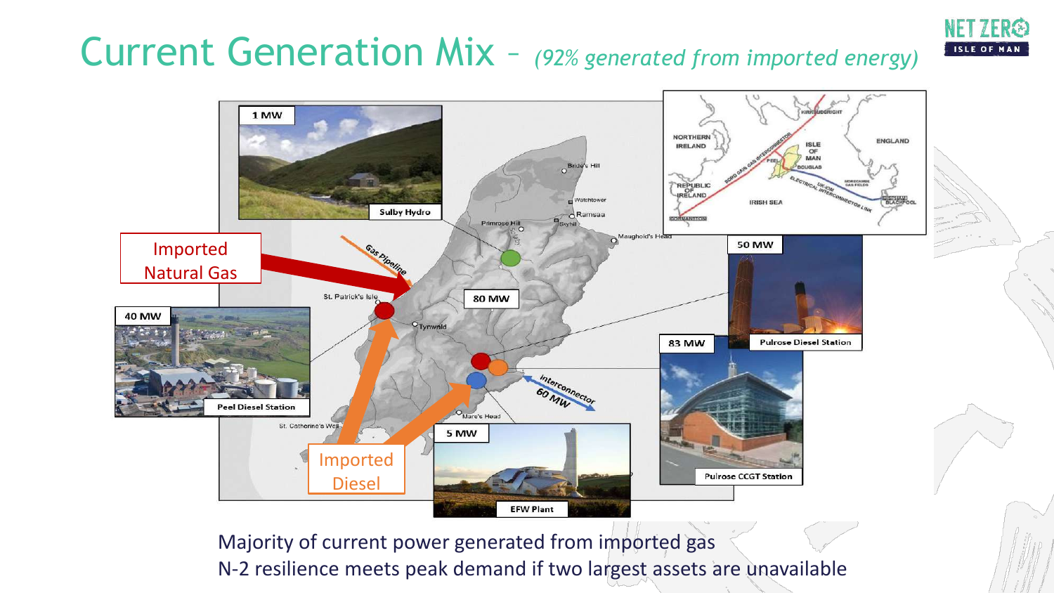# Current Generation Mix – *(92% generated from imported energy)*

Imported Natural Gas

Gas Pipeline

Imported Diesel

Interconnector 60 MW

1 MW – Sulby Hydro

40 MW – Peel Diesel Station

80 MW

50 MW – Pulrose Diesel Station

83 MW – Pulrose CCGT Station

5 MW – EFW Plant

Majority of current power generated from imported gas

N-2 resilience meets peak demand if two largest assets are unavailable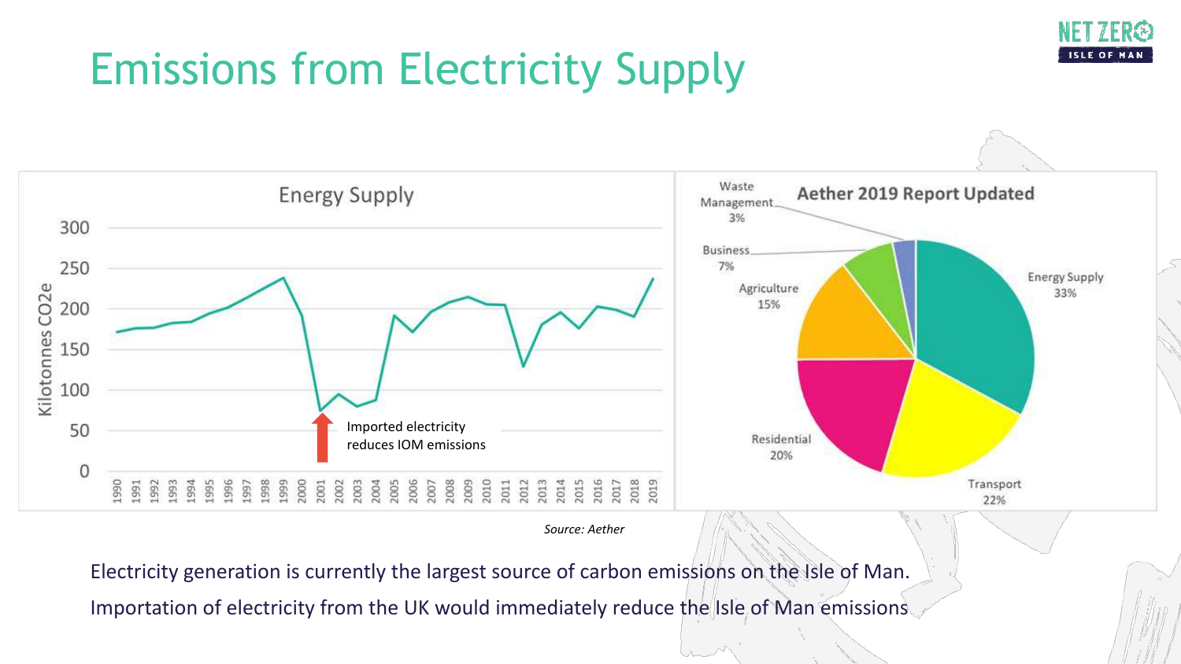# Emissions from Electricity Supply

Energy Supply

Kilotonnes CO2e

Imported electricity reduces IOM emissions

Aether 2019 Report Updated

Waste Management 3%

Business 7%

Agriculture 15%

Energy Supply 33%

Residential 20%

Transport 22%

*Source: Aether*

Electricity generation is currently the largest source of carbon emissions on the Isle of Man.

Importation of electricity from the UK would immediately reduce the Isle of Man emissions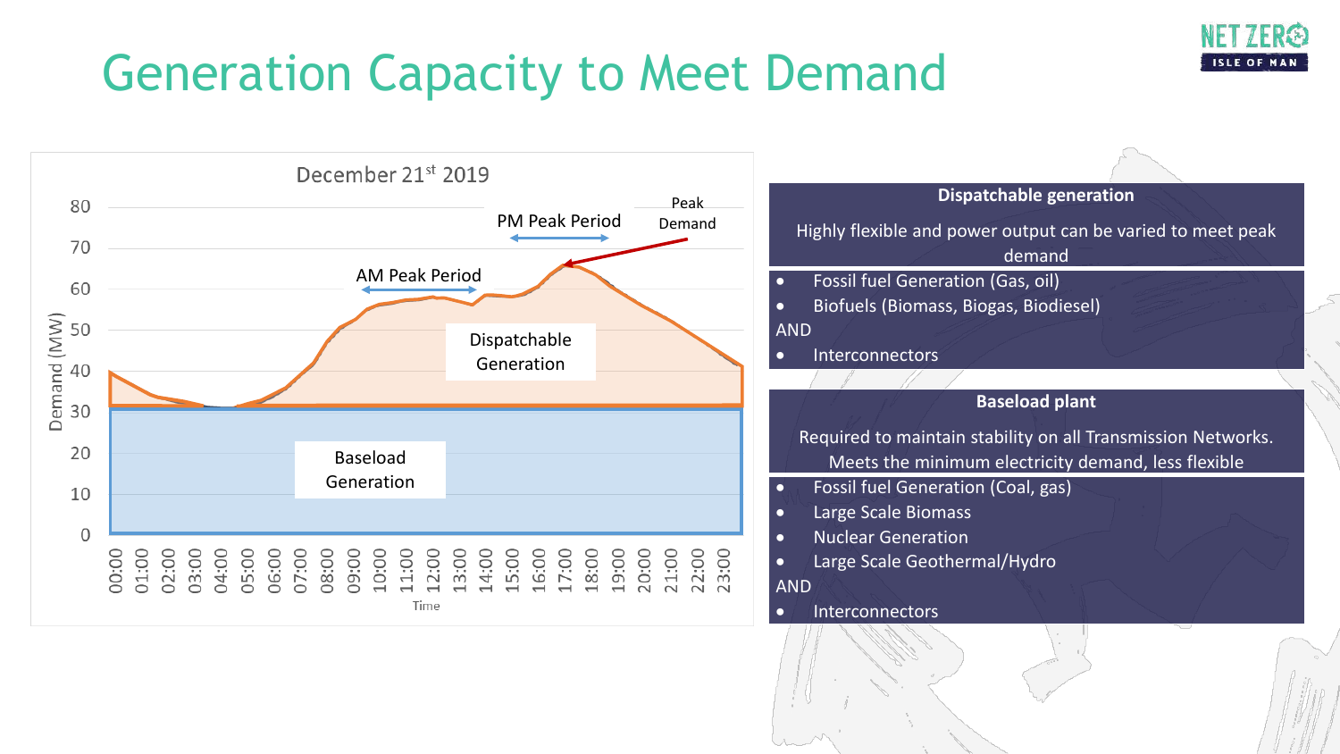# Generation Capacity to Meet Demand

December 21st 2019

Demand (MW) vs Time (00:00–23:00)

- Baseload Generation
- Dispatchable Generation
- AM Peak Period
- PM Peak Period
- Peak Demand

**Dispatchable generation**

Highly flexible and power output can be varied to meet peak demand

- Fossil fuel Generation (Gas, oil)
- Biofuels (Biomass, Biogas, Biodiesel)

AND

- Interconnectors

**Baseload plant**

Required to maintain stability on all Transmission Networks. Meets the minimum electricity demand, less flexible

- Fossil fuel Generation (Coal, gas)
- Large Scale Biomass
- Nuclear Generation
- Large Scale Geothermal/Hydro

AND

- Interconnectors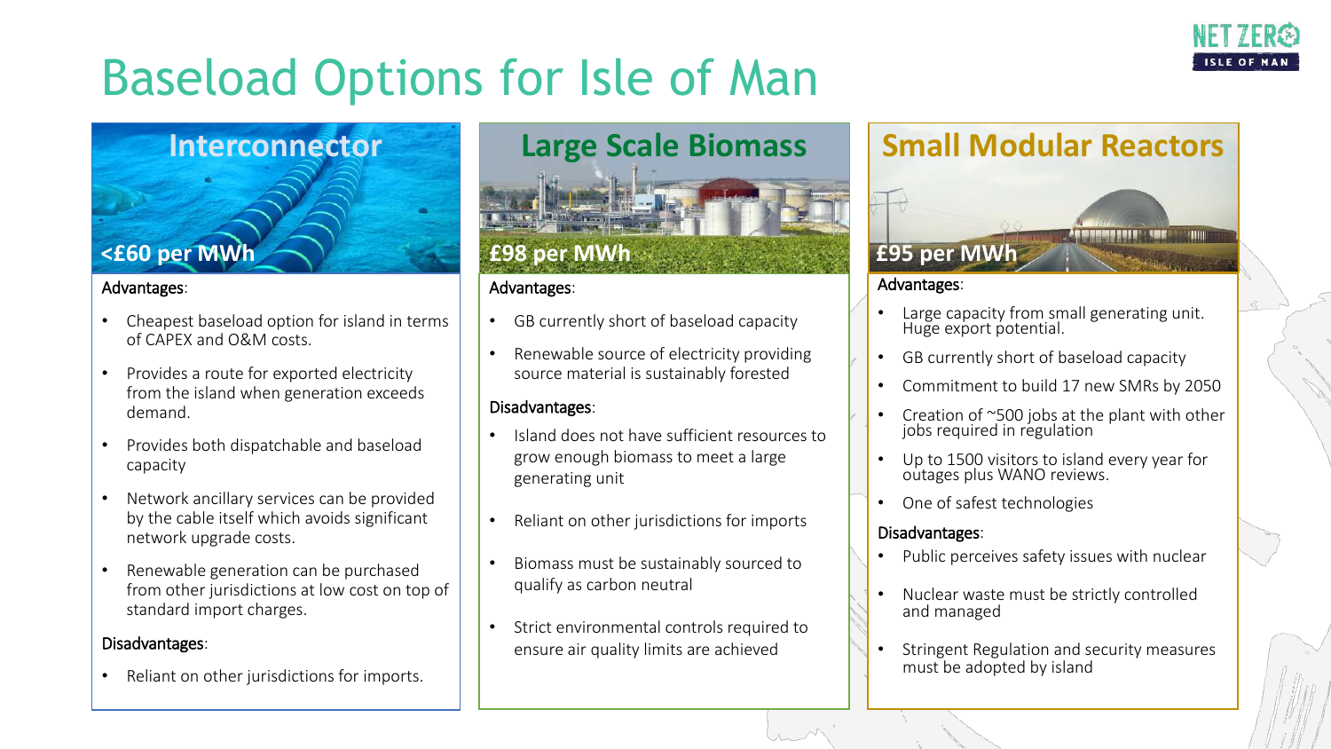# Baseload Options for Isle of Man

## Interconnector

**<£60 per MWh**

Advantages:

- Cheapest baseload option for island in terms of CAPEX and O&M costs.
- Provides a route for exported electricity from the island when generation exceeds demand.
- Provides both dispatchable and baseload capacity
- Network ancillary services can be provided by the cable itself which avoids significant network upgrade costs.
- Renewable generation can be purchased from other jurisdictions at low cost on top of standard import charges.

Disadvantages:

- Reliant on other jurisdictions for imports.

## Large Scale Biomass

**£98 per MWh**

Advantages:

- GB currently short of baseload capacity
- Renewable source of electricity providing source material is sustainably forested

Disadvantages:

- Island does not have sufficient resources to grow enough biomass to meet a large generating unit
- Reliant on other jurisdictions for imports
- Biomass must be sustainably sourced to qualify as carbon neutral
- Strict environmental controls required to ensure air quality limits are achieved

## Small Modular Reactors

**£95 per MWh**

Advantages:

- Large capacity from small generating unit. Huge export potential.
- GB currently short of baseload capacity
- Commitment to build 17 new SMRs by 2050
- Creation of ~500 jobs at the plant with other jobs required in regulation
- Up to 1500 visitors to island every year for outages plus WANO reviews.
- One of safest technologies

Disadvantages:

- Public perceives safety issues with nuclear
- Nuclear waste must be strictly controlled and managed
- Stringent Regulation and security measures must be adopted by island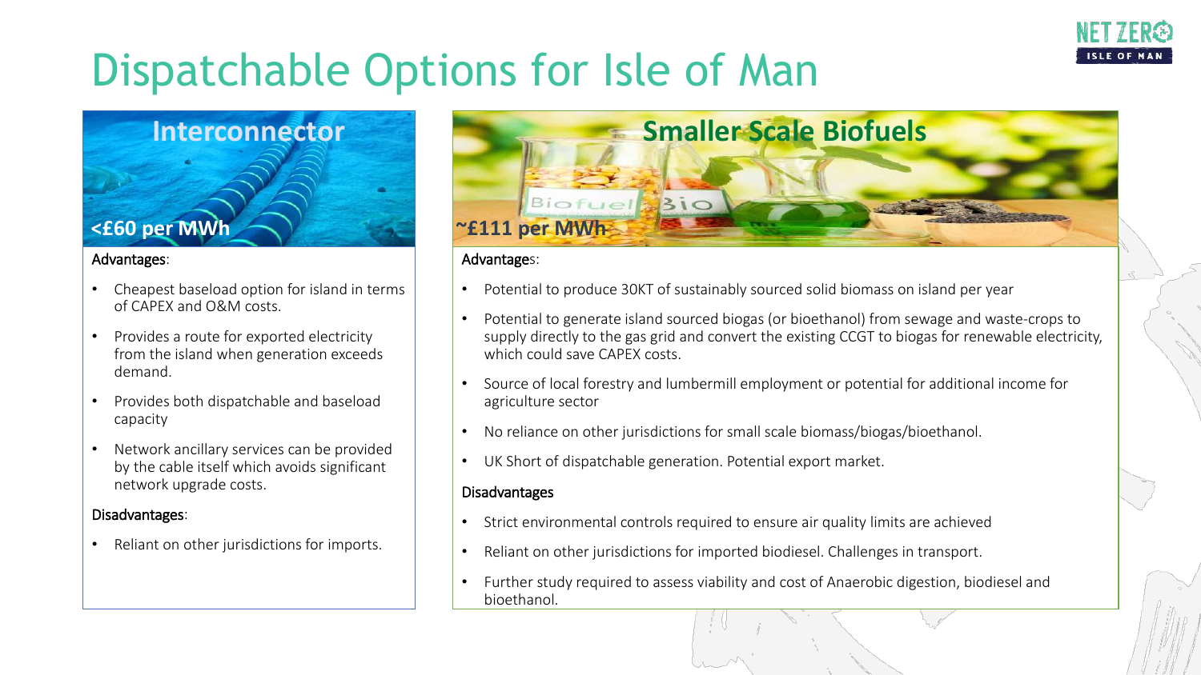# Dispatchable Options for Isle of Man

## Interconnector

**<£60 per MWh**

Advantages:

- Cheapest baseload option for island in terms of CAPEX and O&M costs.
- Provides a route for exported electricity from the island when generation exceeds demand.
- Provides both dispatchable and baseload capacity
- Network ancillary services can be provided by the cable itself which avoids significant network upgrade costs.

Disadvantages:

- Reliant on other jurisdictions for imports.

## Smaller Scale Biofuels

**~£111 per MWh**

Advantages:

- Potential to produce 30KT of sustainably sourced solid biomass on island per year
- Potential to generate island sourced biogas (or bioethanol) from sewage and waste-crops to supply directly to the gas grid and convert the existing CCGT to biogas for renewable electricity, which could save CAPEX costs.
- Source of local forestry and lumbermill employment or potential for additional income for agriculture sector
- No reliance on other jurisdictions for small scale biomass/biogas/bioethanol.
- UK Short of dispatchable generation. Potential export market.

Disadvantages

- Strict environmental controls required to ensure air quality limits are achieved
- Reliant on other jurisdictions for imported biodiesel. Challenges in transport.
- Further study required to assess viability and cost of Anaerobic digestion, biodiesel and bioethanol.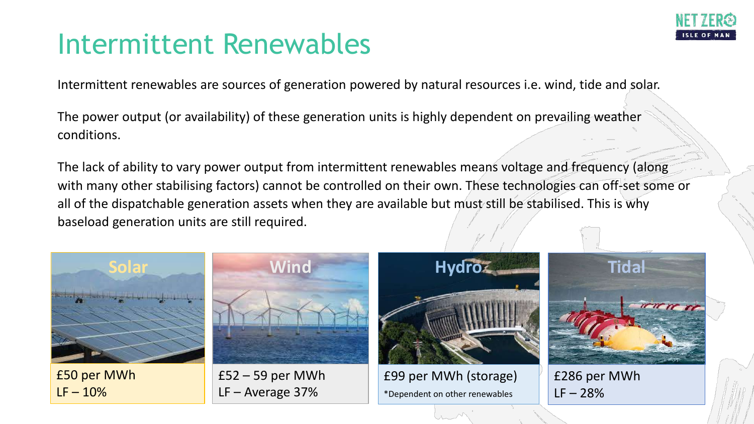# Intermittent Renewables

Intermittent renewables are sources of generation powered by natural resources i.e. wind, tide and solar.

The power output (or availability) of these generation units is highly dependent on prevailing weather conditions.

The lack of ability to vary power output from intermittent renewables means voltage and frequency (along with many other stabilising factors) cannot be controlled on their own. These technologies can off-set some or all of the dispatchable generation assets when they are available but must still be stabilised. This is why baseload generation units are still required.

**Solar**

£50 per MWh
LF – 10%

**Wind**

£52 – 59 per MWh
LF – Average 37%

**Hydro**

£99 per MWh (storage)
*Dependent on other renewables

**Tidal**

£286 per MWh
LF – 28%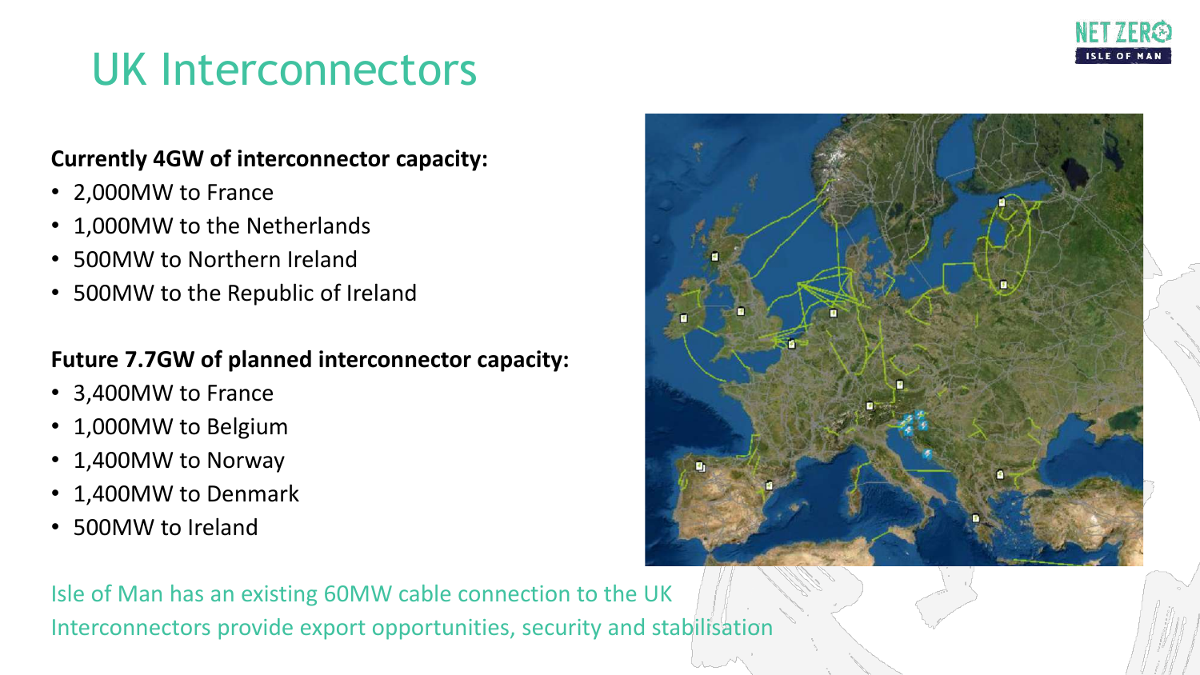# UK Interconnectors

**Currently 4GW of interconnector capacity:**

- 2,000MW to France
- 1,000MW to the Netherlands
- 500MW to Northern Ireland
- 500MW to the Republic of Ireland

**Future 7.7GW of planned interconnector capacity:**

- 3,400MW to France
- 1,000MW to Belgium
- 1,400MW to Norway
- 1,400MW to Denmark
- 500MW to Ireland

Isle of Man has an existing 60MW cable connection to the UK

Interconnectors provide export opportunities, security and stabilisation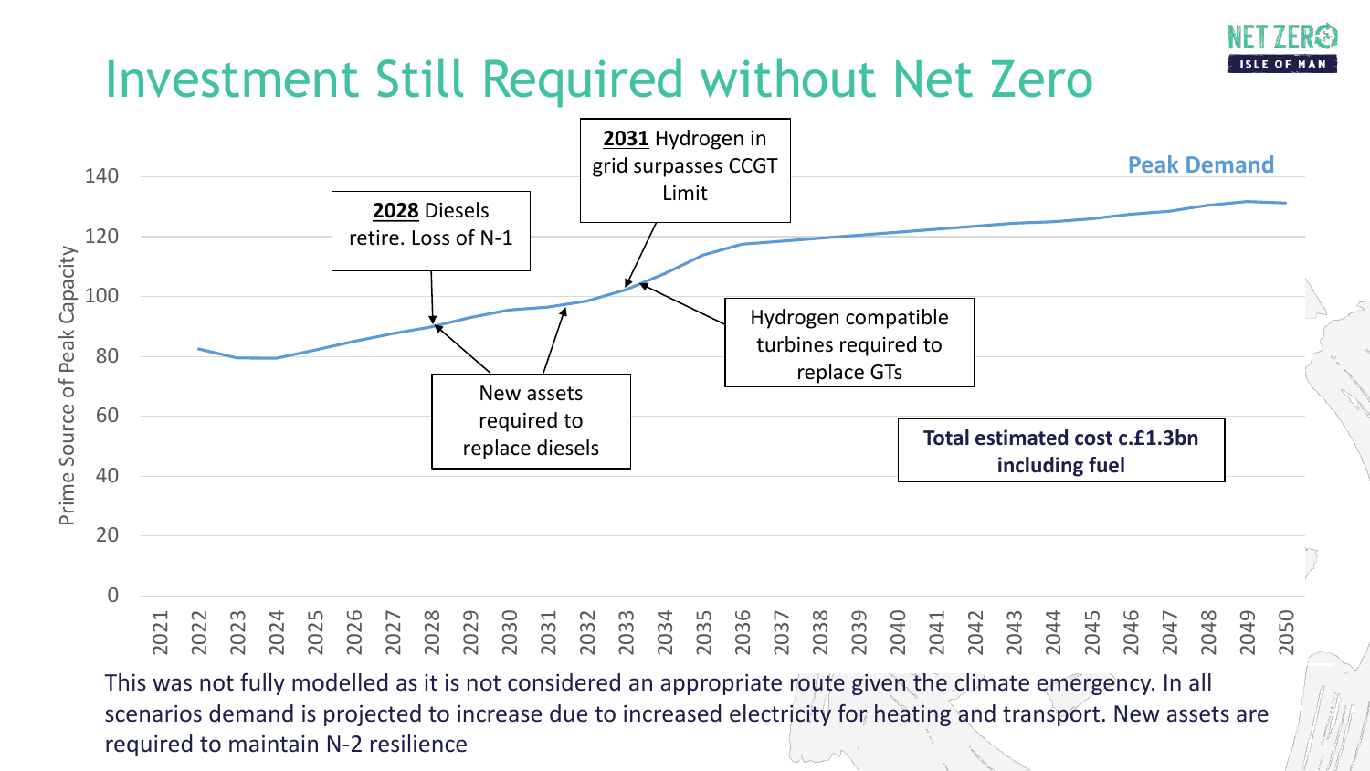# Investment Still Required without Net Zero

Peak Demand

Prime Source of Peak Capacity

**2028** Diesels retire. Loss of N-1

**2031** Hydrogen in grid surpasses CCGT Limit

New assets required to replace diesels

Hydrogen compatible turbines required to replace GTs

**Total estimated cost c.£1.3bn including fuel**

This was not fully modelled as it is not considered an appropriate route given the climate emergency. In all scenarios demand is projected to increase due to increased electricity for heating and transport. New assets are required to maintain N-2 resilience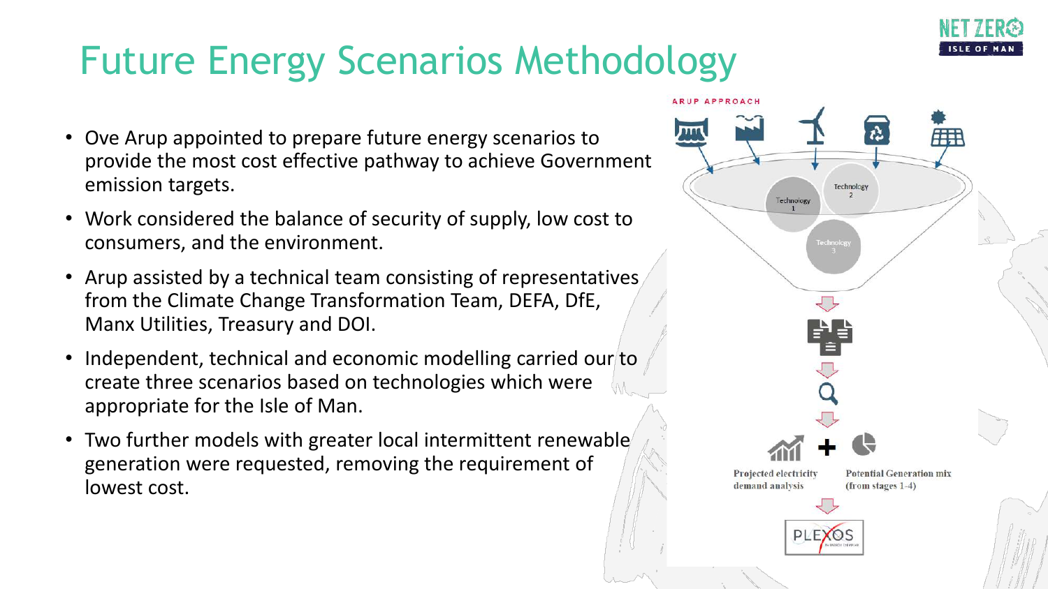# Future Energy Scenarios Methodology

- Ove Arup appointed to prepare future energy scenarios to provide the most cost effective pathway to achieve Government emission targets.
- Work considered the balance of security of supply, low cost to consumers, and the environment.
- Arup assisted by a technical team consisting of representatives from the Climate Change Transformation Team, DEFA, DfE, Manx Utilities, Treasury and DOI.
- Independent, technical and economic modelling carried our to create three scenarios based on technologies which were appropriate for the Isle of Man.
- Two further models with greater local intermittent renewable generation were requested, removing the requirement of lowest cost.

ARUP APPROACH

Technology 1

Technology 2

Technology 3

Projected electricity demand analysis

Potential Generation mix (from stages 1-4)

PLEXOS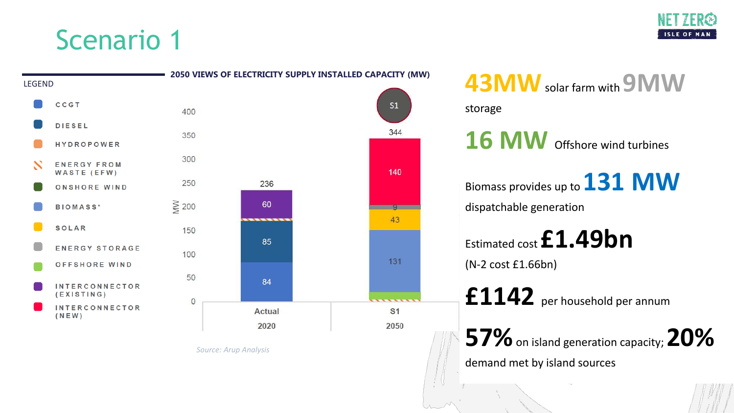# Scenario 1

**2050 VIEWS OF ELECTRICITY SUPPLY INSTALLED CAPACITY (MW)**

LEGEND

- CCGT
- DIESEL
- HYDROPOWER
- ENERGY FROM WASTE (EFW)
- ONSHORE WIND
- BIOMASS*
- SOLAR
- ENERGY STORAGE
- OFFSHORE WIND
- INTERCONNECTOR (EXISTING)
- INTERCONNECTOR (NEW)

| | Actual 2020 | S1 2050 |
|---|---|---|
| CCGT | 84 | |
| Diesel | 85 | |
| Interconnector (existing) | 60 | |
| Biomass* | | 131 |
| Solar | | 43 |
| Energy storage | | 9 |
| Interconnector (new) | | 140 |
| **Total** | 236 | 344 |

*Source: Arup Analysis*

**43MW** solar farm with **9MW** storage

**16 MW** Offshore wind turbines

Biomass provides up to **131 MW** dispatchable generation

Estimated cost **£1.49bn** (N-2 cost £1.66bn)

**£1142** per household per annum

**57%** on island generation capacity; **20%** demand met by island sources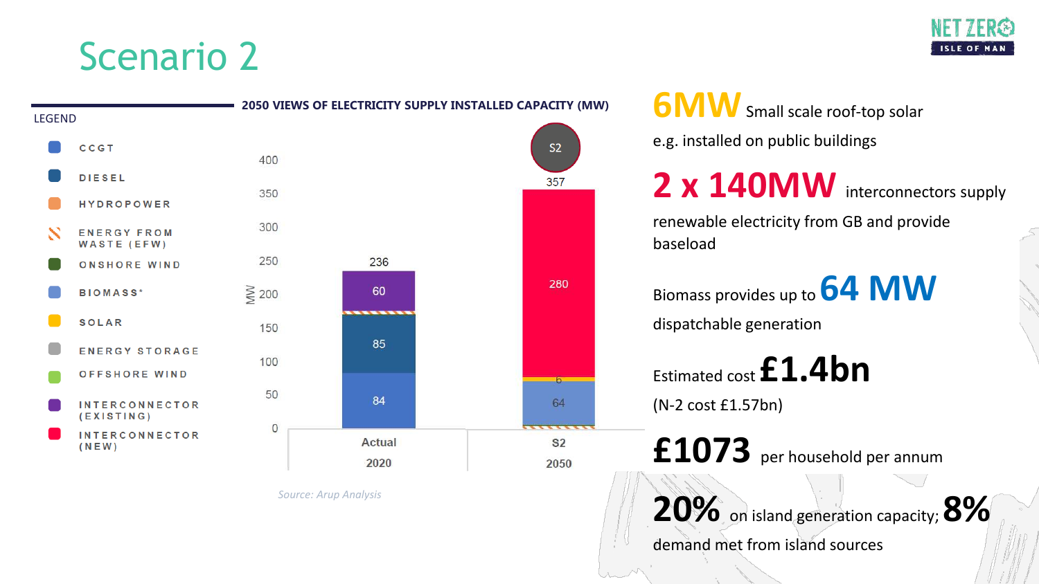# Scenario 2

NET ZERO ISLE OF MAN

LEGEND

- CCGT
- DIESEL
- HYDROPOWER
- ENERGY FROM WASTE (EFW)
- ONSHORE WIND
- BIOMASS*
- SOLAR
- ENERGY STORAGE
- OFFSHORE WIND
- INTERCONNECTOR (EXISTING)
- INTERCONNECTOR (NEW)

**2050 VIEWS OF ELECTRICITY SUPPLY INSTALLED CAPACITY (MW)**

| | Actual 2020 | S2 2050 |
|---|---|---|
| CCGT | 84 | |
| Diesel | 85 | |
| Interconnector (existing) | 60 | |
| Biomass | | 64 |
| Solar | | 6 |
| Interconnector (new) | | 280 |
| **Total** | 236 | 357 |

Source: Arup Analysis

**6MW** Small scale roof-top solar e.g. installed on public buildings

**2 x 140MW** interconnectors supply renewable electricity from GB and provide baseload

Biomass provides up to **64 MW** dispatchable generation

Estimated cost **£1.4bn** (N-2 cost £1.57bn)

**£1073** per household per annum

**20%** on island generation capacity; **8%** demand met from island sources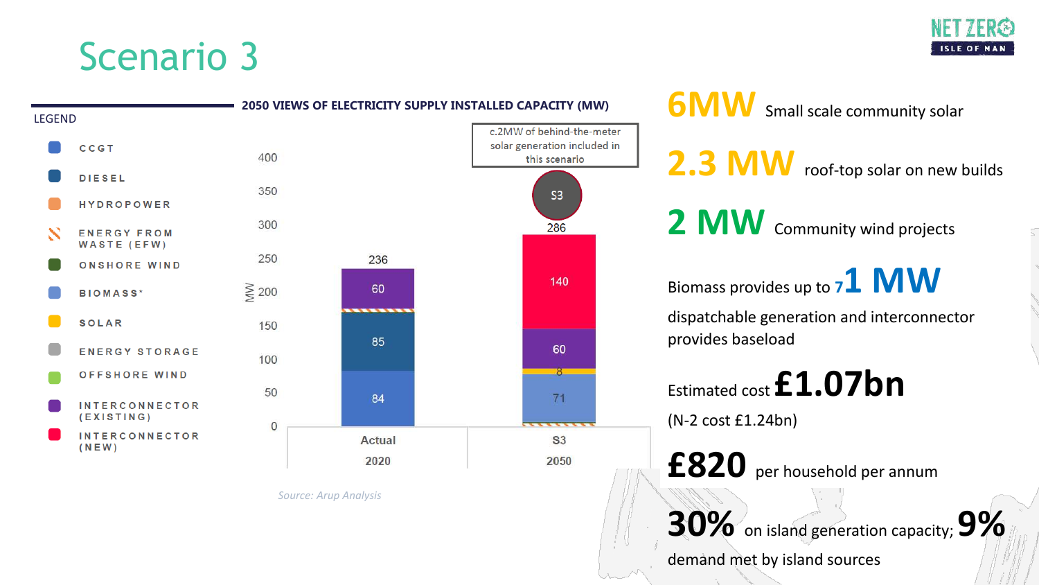# Scenario 3

## 2050 VIEWS OF ELECTRICITY SUPPLY INSTALLED CAPACITY (MW)

LEGEND

- CCGT
- DIESEL
- HYDROPOWER
- ENERGY FROM WASTE (EFW)
- ONSHORE WIND
- BIOMASS*
- SOLAR
- ENERGY STORAGE
- OFFSHORE WIND
- INTERCONNECTOR (EXISTING)
- INTERCONNECTOR (NEW)

c.2MW of behind-the-meter solar generation included in this scenario

| MW | Actual 2020 | S3 2050 |
|---|---|---|
| CCGT | 84 | |
| Diesel | 85 | |
| Biomass* | | 71 |
| Solar | | 8 |
| Interconnector (existing) | 60 | 60 |
| Interconnector (new) | | 140 |
| Total | 236 | 286 |

*Source: Arup Analysis*

**6MW** Small scale community solar

**2.3 MW** roof-top solar on new builds

**2 MW** Community wind projects

Biomass provides up to **71 MW** dispatchable generation and interconnector provides baseload

Estimated cost **£1.07bn**

(N-2 cost £1.24bn)

**£820** per household per annum

**30%** on island generation capacity; **9%** demand met by island sources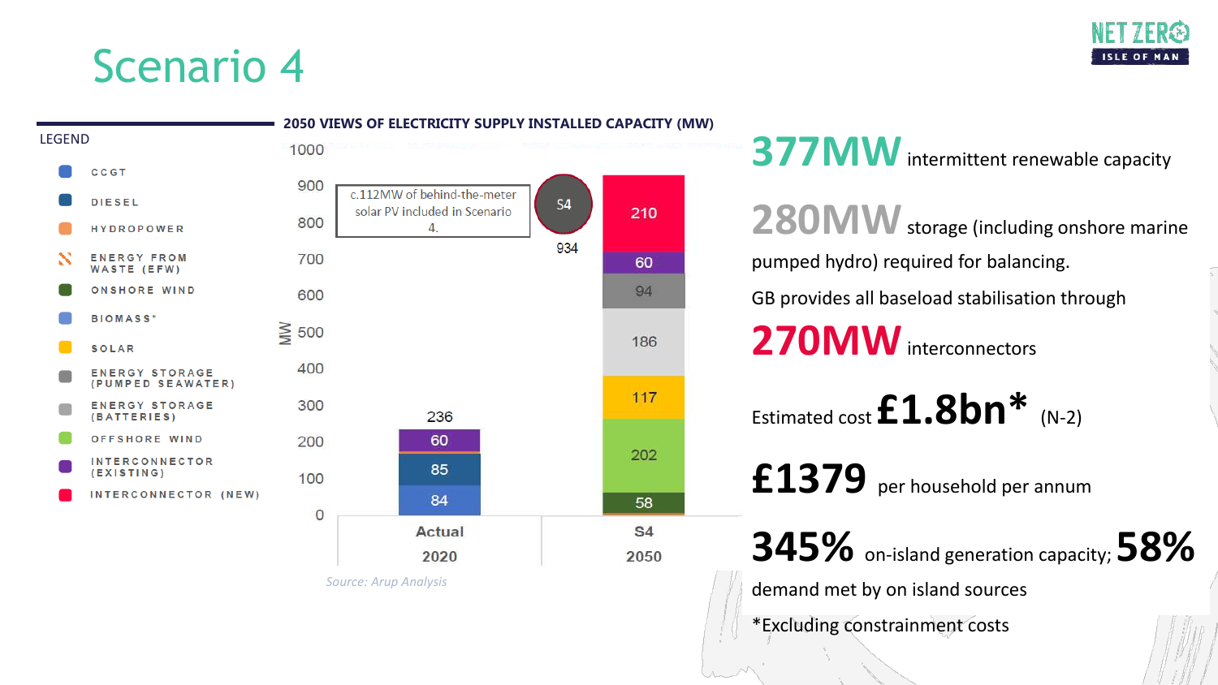# Scenario 4

## 2050 VIEWS OF ELECTRICITY SUPPLY INSTALLED CAPACITY (MW)

LEGEND

- CCGT
- DIESEL
- HYDROPOWER
- ENERGY FROM WASTE (EFW)
- ONSHORE WIND
- BIOMASS*
- SOLAR
- ENERGY STORAGE (PUMPED SEAWATER)
- ENERGY STORAGE (BATTERIES)
- OFFSHORE WIND
- INTERCONNECTOR (EXISTING)
- INTERCONNECTOR (NEW)

c.112MW of behind-the-meter solar PV included in Scenario 4.

| MW | Actual 2020 | S4 2050 |
|---|---|---|
| CCGT | 84 | |
| Diesel | 85 | |
| Onshore Wind | | 58 |
| Offshore Wind | | 202 |
| Solar | | 117 |
| Energy Storage (Batteries) | | 186 |
| Energy Storage (Pumped Seawater) | | 94 |
| Interconnector (Existing) | 60 | 60 |
| Interconnector (New) | | 210 |
| **Total** | **236** | **934** |

*Source: Arup Analysis*

**377MW** intermittent renewable capacity

**280MW** storage (including onshore marine pumped hydro) required for balancing.

GB provides all baseload stabilisation through

**270MW** interconnectors

Estimated cost **£1.8bn*** (N-2)

**£1379** per household per annum

**345%** on-island generation capacity; **58%** demand met by on island sources

*Excluding constrainment costs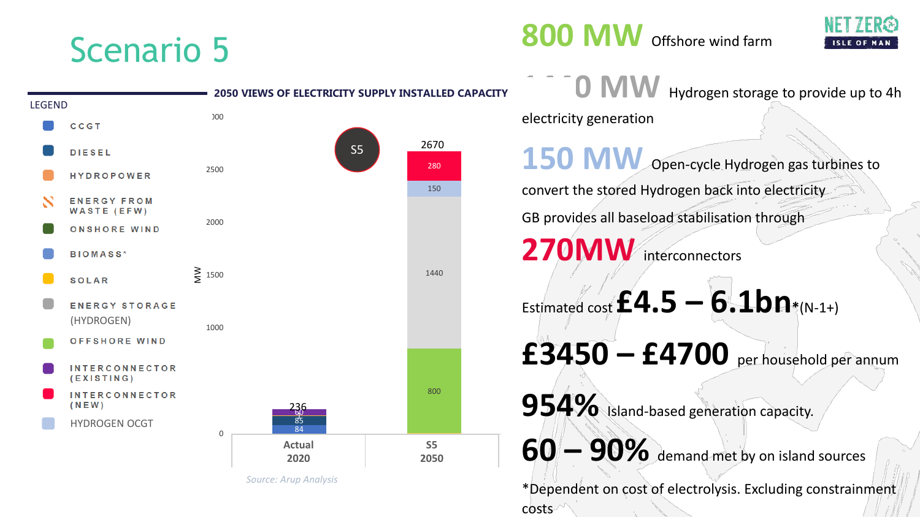# Scenario 5

**NET ZERO ISLE OF MAN**

## 2050 VIEWS OF ELECTRICITY SUPPLY INSTALLED CAPACITY

LEGEND

- CCGT
- DIESEL
- HYDROPOWER
- ENERGY FROM WASTE (EFW)
- ONSHORE WIND
- BIOMASS*
- SOLAR
- ENERGY STORAGE (HYDROGEN)
- OFFSHORE WIND
- INTERCONNECTOR (EXISTING)
- INTERCONNECTOR (NEW)
- HYDROGEN OCGT

S5

| MW | Actual 2020 | S5 2050 |
|---|---|---|
| CCGT | 84 | |
| Diesel | 85 | |
| Interconnector (existing) | 60 | |
| Offshore wind | | 800 |
| Energy storage (hydrogen) | | 1440 |
| Hydrogen OCGT | | 150 |
| Interconnector (new) | | 280 |
| Total | 236 | 2670 |

*Source: Arup Analysis*

**800 MW** Offshore wind farm

**1440 MW** Hydrogen storage to provide up to 4h electricity generation

**150 MW** Open-cycle Hydrogen gas turbines to convert the stored Hydrogen back into electricity

GB provides all baseload stabilisation through

**270MW** interconnectors

Estimated cost **£4.5 – 6.1bn***(N-1+)

**£3450 – £4700** per household per annum

**954%** Island-based generation capacity.

**60 – 90%** demand met by on island sources

*Dependent on cost of electrolysis. Excluding constrainment costs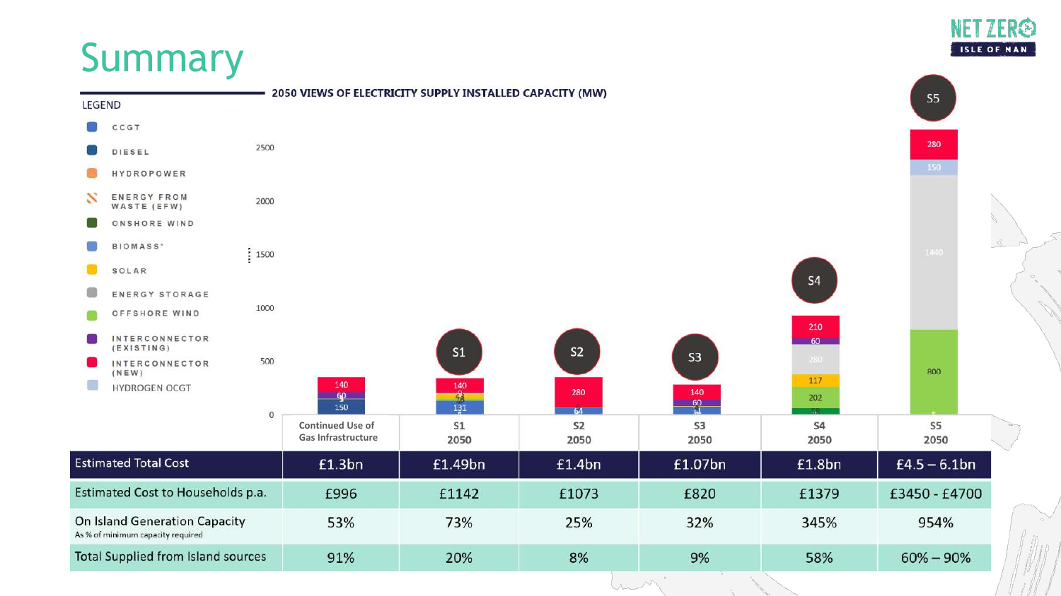# Summary

**2050 VIEWS OF ELECTRICITY SUPPLY INSTALLED CAPACITY (MW)**

LEGEND

- CCGT
- DIESEL
- HYDROPOWER
- ENERGY FROM WASTE (EFW)
- ONSHORE WIND
- BIOMASS*
- SOLAR
- ENERGY STORAGE
- OFFSHORE WIND
- INTERCONNECTOR (EXISTING)
- INTERCONNECTOR (NEW)
- HYDROGEN OCGT

| | Continued Use of Gas Infrastructure | S1 2050 | S2 2050 | S3 2050 | S4 2050 | S5 2050 |
|---|---|---|---|---|---|---|
| Estimated Total Cost | £1.3bn | £1.49bn | £1.4bn | £1.07bn | £1.8bn | £4.5 – 6.1bn |
| Estimated Cost to Households p.a. | £996 | £1142 | £1073 | £820 | £1379 | £3450 - £4700 |
| On Island Generation Capacity<br>As % of minimum capacity required | 53% | 73% | 25% | 32% | 345% | 954% |
| Total Supplied from Island sources | 91% | 20% | 8% | 9% | 58% | 60% – 90% |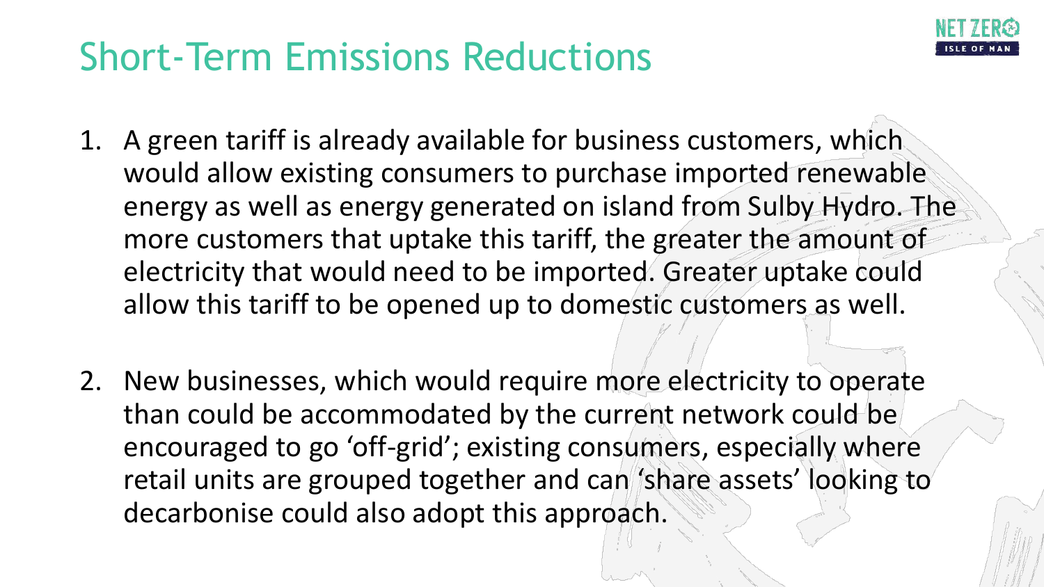# Short-Term Emissions Reductions

1. A green tariff is already available for business customers, which would allow existing consumers to purchase imported renewable energy as well as energy generated on island from Sulby Hydro. The more customers that uptake this tariff, the greater the amount of electricity that would need to be imported. Greater uptake could allow this tariff to be opened up to domestic customers as well.

2. New businesses, which would require more electricity to operate than could be accommodated by the current network could be encouraged to go 'off-grid'; existing consumers, especially where retail units are grouped together and can 'share assets' looking to decarbonise could also adopt this approach.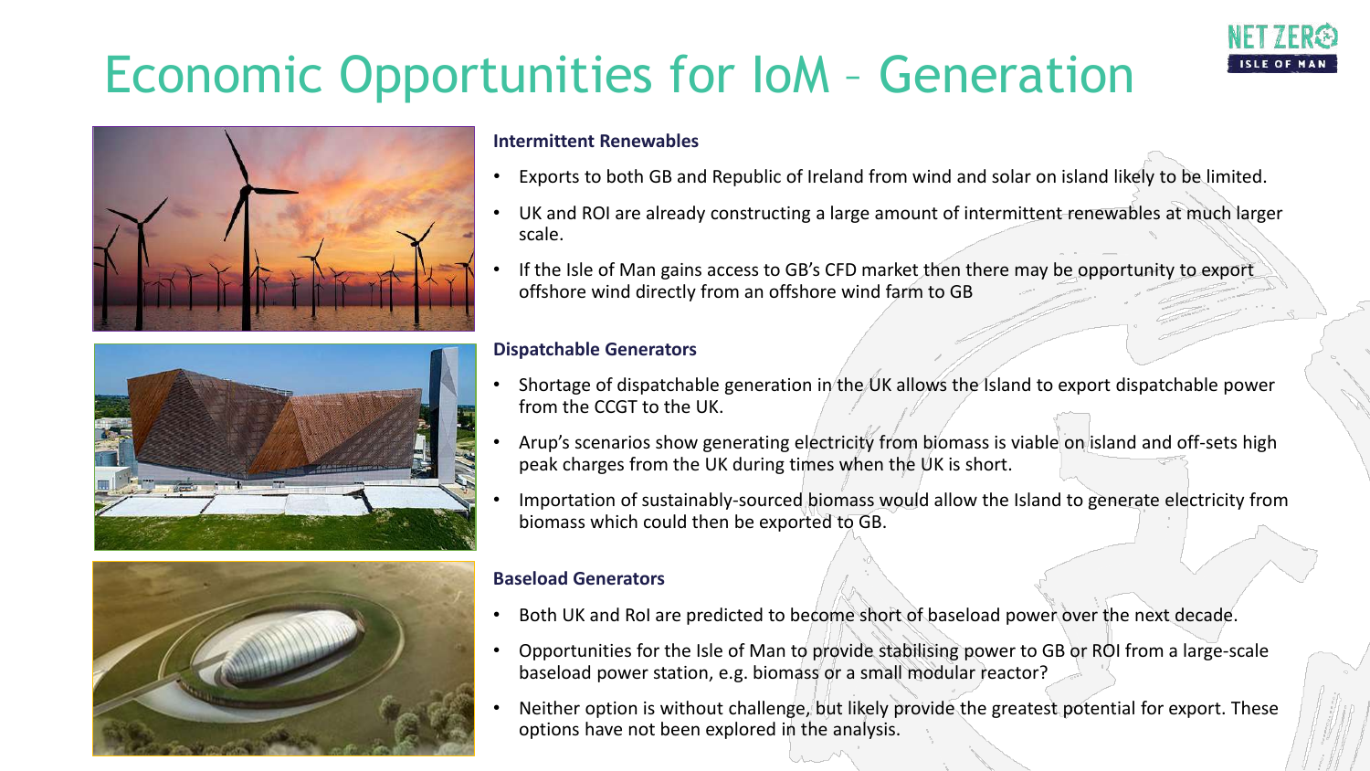# Economic Opportunities for IoM – Generation

### Intermittent Renewables

- Exports to both GB and Republic of Ireland from wind and solar on island likely to be limited.
- UK and ROI are already constructing a large amount of intermittent renewables at much larger scale.
- If the Isle of Man gains access to GB's CFD market then there may be opportunity to export offshore wind directly from an offshore wind farm to GB

### Dispatchable Generators

- Shortage of dispatchable generation in the UK allows the Island to export dispatchable power from the CCGT to the UK.
- Arup's scenarios show generating electricity from biomass is viable on island and off-sets high peak charges from the UK during times when the UK is short.
- Importation of sustainably-sourced biomass would allow the Island to generate electricity from biomass which could then be exported to GB.

### Baseload Generators

- Both UK and RoI are predicted to become short of baseload power over the next decade.
- Opportunities for the Isle of Man to provide stabilising power to GB or ROI from a large-scale baseload power station, e.g. biomass or a small modular reactor?
- Neither option is without challenge, but likely provide the greatest potential for export. These options have not been explored in the analysis.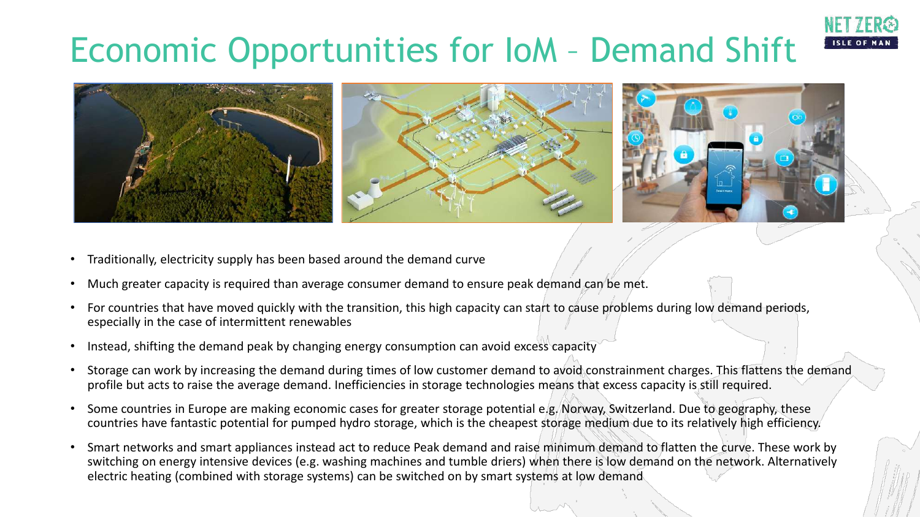# Economic Opportunities for IoM – Demand Shift

- Traditionally, electricity supply has been based around the demand curve
- Much greater capacity is required than average consumer demand to ensure peak demand can be met.
- For countries that have moved quickly with the transition, this high capacity can start to cause problems during low demand periods, especially in the case of intermittent renewables
- Instead, shifting the demand peak by changing energy consumption can avoid excess capacity
- Storage can work by increasing the demand during times of low customer demand to avoid constrainment charges. This flattens the demand profile but acts to raise the average demand. Inefficiencies in storage technologies means that excess capacity is still required.
- Some countries in Europe are making economic cases for greater storage potential e.g. Norway, Switzerland. Due to geography, these countries have fantastic potential for pumped hydro storage, which is the cheapest storage medium due to its relatively high efficiency.
- Smart networks and smart appliances instead act to reduce Peak demand and raise minimum demand to flatten the curve. These work by switching on energy intensive devices (e.g. washing machines and tumble driers) when there is low demand on the network. Alternatively electric heating (combined with storage systems) can be switched on by smart systems at low demand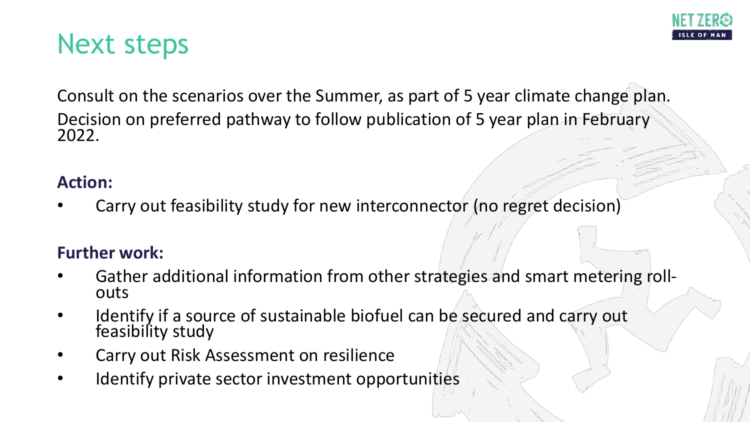# Next steps

Consult on the scenarios over the Summer, as part of 5 year climate change plan.

Decision on preferred pathway to follow publication of 5 year plan in February 2022.

**Action:**

- Carry out feasibility study for new interconnector (no regret decision)

**Further work:**

- Gather additional information from other strategies and smart metering roll-outs
- Identify if a source of sustainable biofuel can be secured and carry out feasibility study
- Carry out Risk Assessment on resilience
- Identify private sector investment opportunities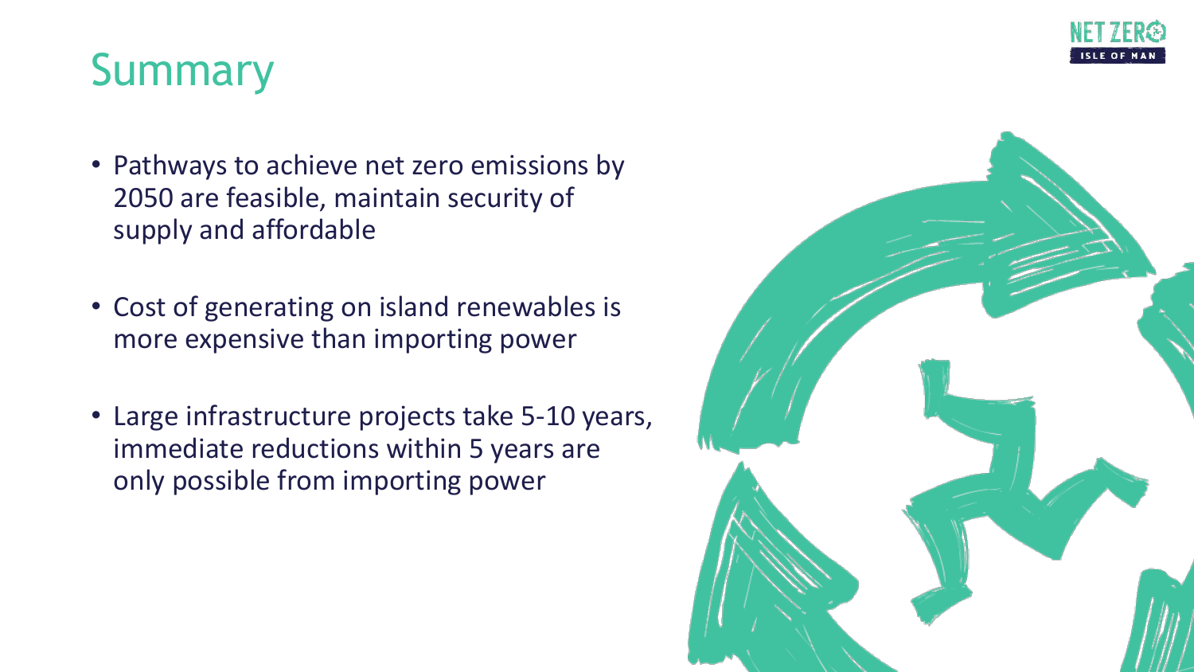# Summary

- Pathways to achieve net zero emissions by 2050 are feasible, maintain security of supply and affordable
- Cost of generating on island renewables is more expensive than importing power
- Large infrastructure projects take 5-10 years, immediate reductions within 5 years are only possible from importing power